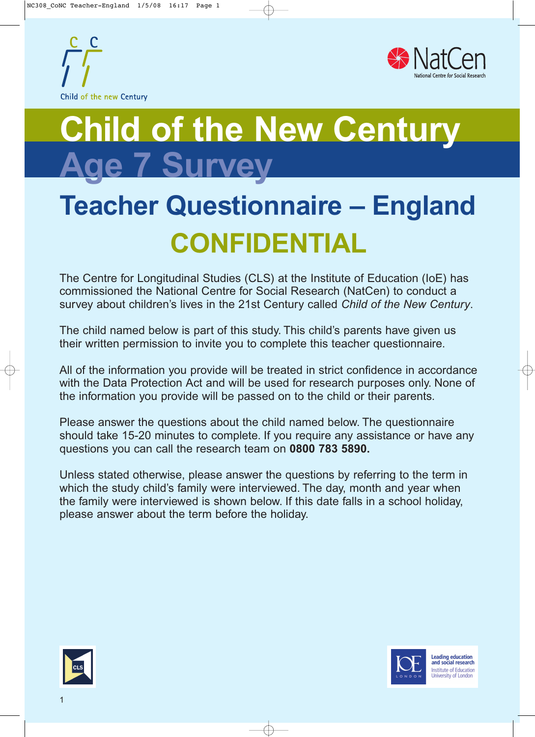# Child of the New Century

# Age 7 Survey

## Teacher Questionnaire – England

## CONFIDENTIAL

The Centre for Longitudinal Studies (CLS) at the Institute of Education (IoE) has commissioned the National Centre for Social Research (NatCen) to conduct a survey about children's lives in the 21st Century called *Child of the New Century*.

The child named below is part of this study. This child's parents have given us their written permission to invite you to complete this teacher questionnaire.

All of the information you provide will be treated in strict confidence in accordance with the Data Protection Act and will be used for research purposes only. None of the information you provide will be passed on to the child or their parents.

Please answer the questions about the child named below. The questionnaire should take 15-20 minutes to complete. If you require any assistance or have any questions you can call the research team on **0800 783 5890.**

Unless stated otherwise, please answer the questions by referring to the term in which the study child's family were interviewed. The day, month and year when the family were interviewed is shown below. If this date falls in a school holiday, please answer about the term before the holiday.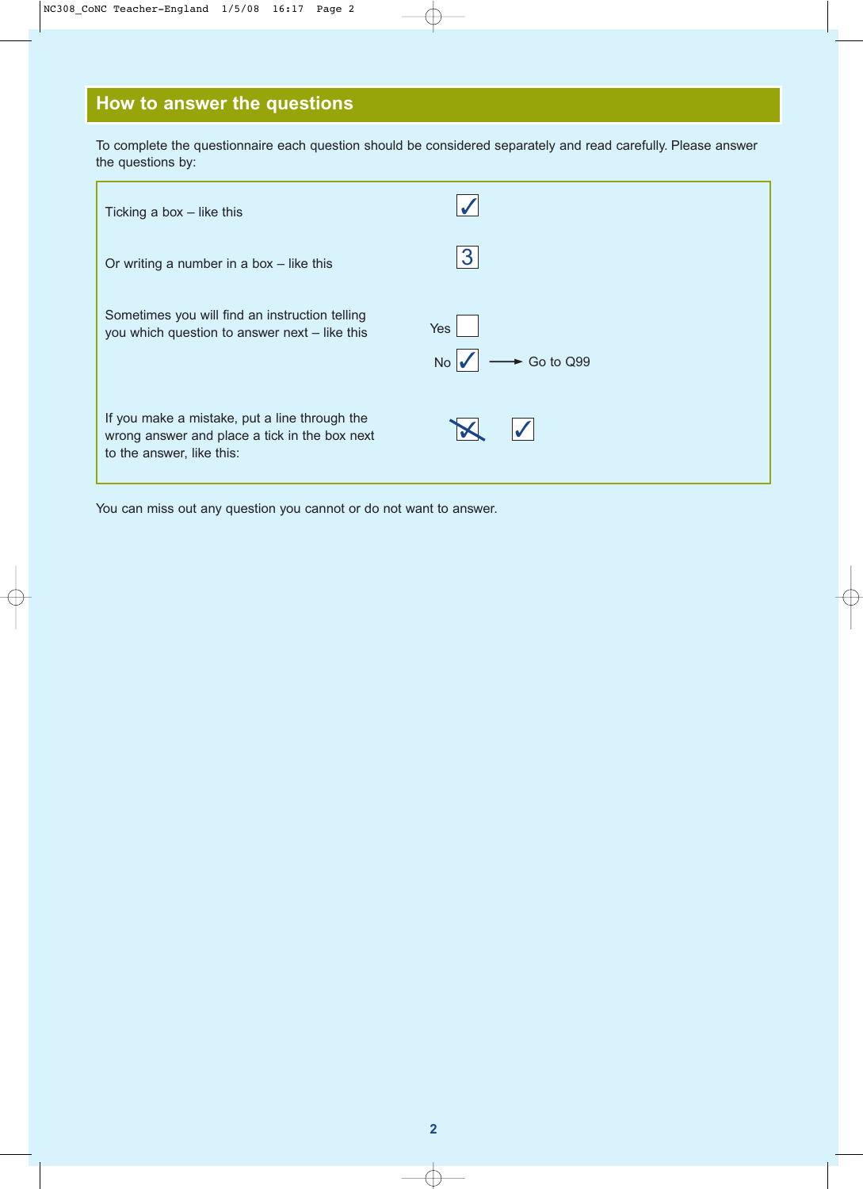## How to answer the questions

To complete the questionnaire each question should be considered separately and read carefully. Please answer the questions by:

| | |
|---|---|
| Ticking a box – like this | ✓ |
| Or writing a number in a box – like this | 3 |
| Sometimes you will find an instruction telling you which question to answer next – like this | Yes ☐<br>No ✓ ⟶ Go to Q99 |
| If you make a mistake, put a line through the wrong answer and place a tick in the box next to the answer, like this: | ~~✓~~ ✓ |

You can miss out any question you cannot or do not want to answer.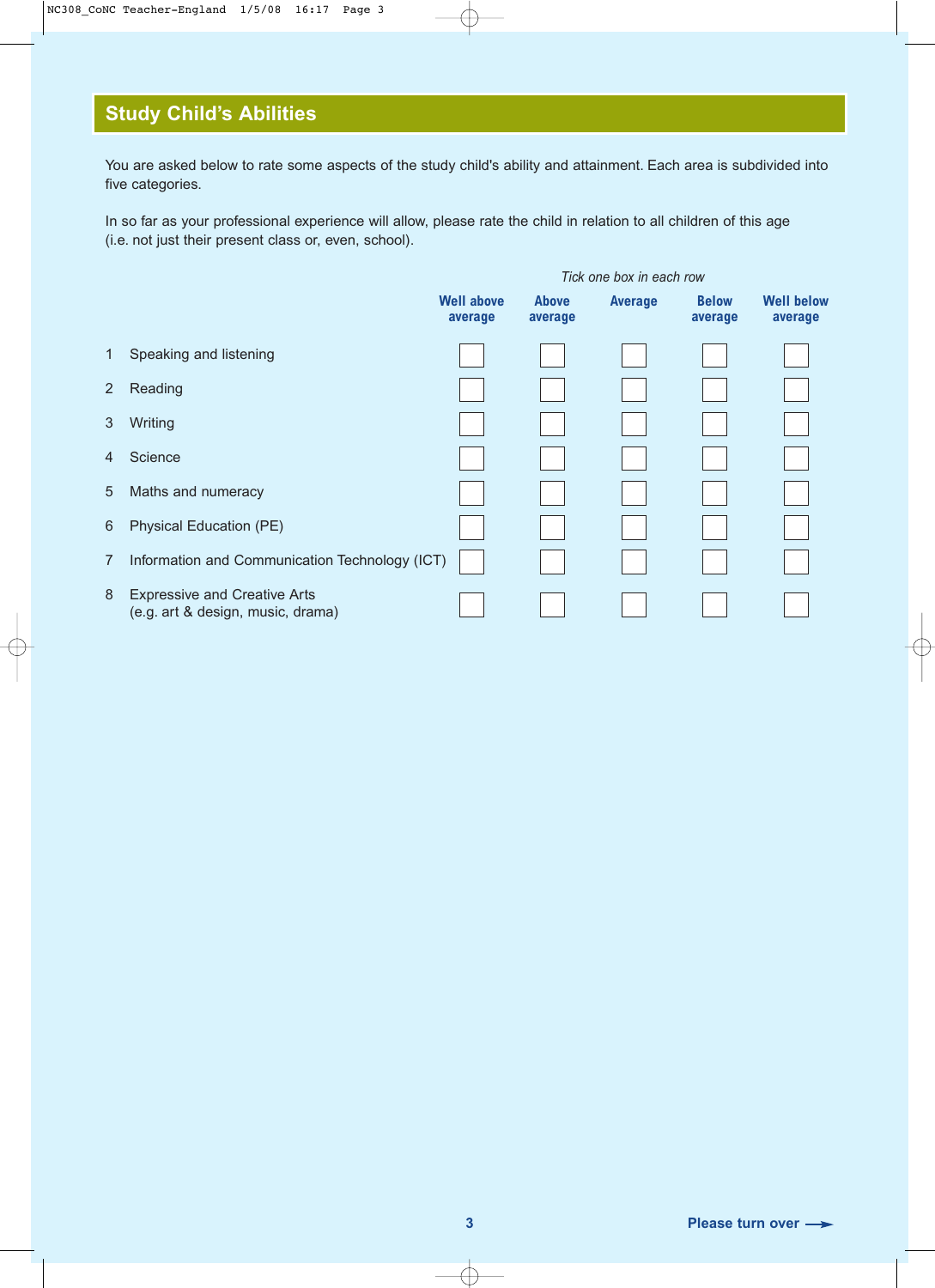## Study Child's Abilities

You are asked below to rate some aspects of the study child's ability and attainment. Each area is subdivided into five categories.

In so far as your professional experience will allow, please rate the child in relation to all children of this age (i.e. not just their present class or, even, school).

*Tick one box in each row*

| | | Well above average | Above average | Average | Below average | Well below average |
|---|---|---|---|---|---|---|
| 1 | Speaking and listening | ☐ | ☐ | ☐ | ☐ | ☐ |
| 2 | Reading | ☐ | ☐ | ☐ | ☐ | ☐ |
| 3 | Writing | ☐ | ☐ | ☐ | ☐ | ☐ |
| 4 | Science | ☐ | ☐ | ☐ | ☐ | ☐ |
| 5 | Maths and numeracy | ☐ | ☐ | ☐ | ☐ | ☐ |
| 6 | Physical Education (PE) | ☐ | ☐ | ☐ | ☐ | ☐ |
| 7 | Information and Communication Technology (ICT) | ☐ | ☐ | ☐ | ☐ | ☐ |
| 8 | Expressive and Creative Arts (e.g. art & design, music, drama) | ☐ | ☐ | ☐ | ☐ | ☐ |

Please turn over →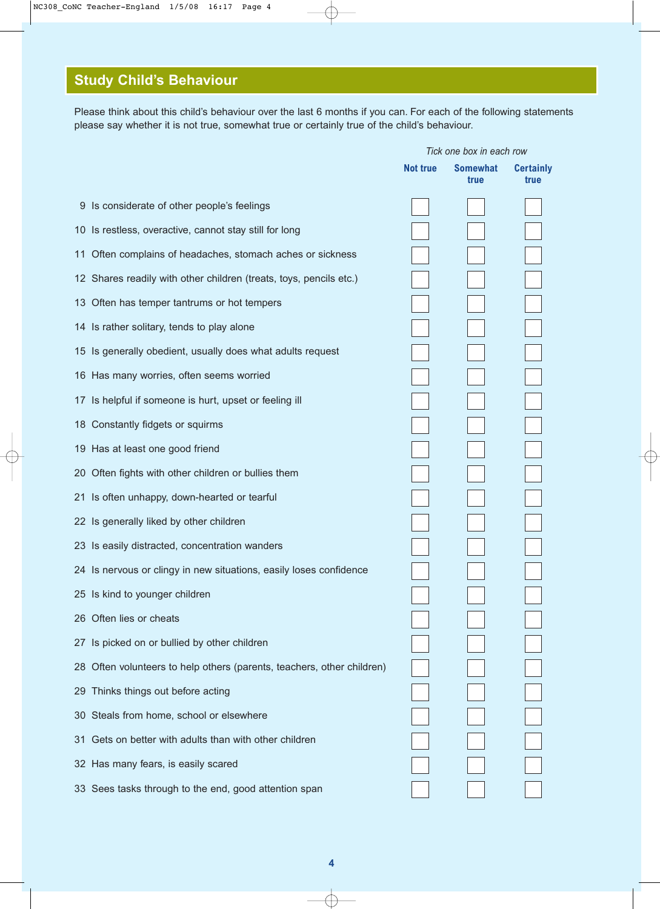## Study Child's Behaviour

Please think about this child's behaviour over the last 6 months if you can. For each of the following statements please say whether it is not true, somewhat true or certainly true of the child's behaviour.

*Tick one box in each row*

| | Statement | Not true | Somewhat true | Certainly true |
|---|---|---|---|---|
| 9 | Is considerate of other people's feelings | ☐ | ☐ | ☐ |
| 10 | Is restless, overactive, cannot stay still for long | ☐ | ☐ | ☐ |
| 11 | Often complains of headaches, stomach aches or sickness | ☐ | ☐ | ☐ |
| 12 | Shares readily with other children (treats, toys, pencils etc.) | ☐ | ☐ | ☐ |
| 13 | Often has temper tantrums or hot tempers | ☐ | ☐ | ☐ |
| 14 | Is rather solitary, tends to play alone | ☐ | ☐ | ☐ |
| 15 | Is generally obedient, usually does what adults request | ☐ | ☐ | ☐ |
| 16 | Has many worries, often seems worried | ☐ | ☐ | ☐ |
| 17 | Is helpful if someone is hurt, upset or feeling ill | ☐ | ☐ | ☐ |
| 18 | Constantly fidgets or squirms | ☐ | ☐ | ☐ |
| 19 | Has at least one good friend | ☐ | ☐ | ☐ |
| 20 | Often fights with other children or bullies them | ☐ | ☐ | ☐ |
| 21 | Is often unhappy, down-hearted or tearful | ☐ | ☐ | ☐ |
| 22 | Is generally liked by other children | ☐ | ☐ | ☐ |
| 23 | Is easily distracted, concentration wanders | ☐ | ☐ | ☐ |
| 24 | Is nervous or clingy in new situations, easily loses confidence | ☐ | ☐ | ☐ |
| 25 | Is kind to younger children | ☐ | ☐ | ☐ |
| 26 | Often lies or cheats | ☐ | ☐ | ☐ |
| 27 | Is picked on or bullied by other children | ☐ | ☐ | ☐ |
| 28 | Often volunteers to help others (parents, teachers, other children) | ☐ | ☐ | ☐ |
| 29 | Thinks things out before acting | ☐ | ☐ | ☐ |
| 30 | Steals from home, school or elsewhere | ☐ | ☐ | ☐ |
| 31 | Gets on better with adults than with other children | ☐ | ☐ | ☐ |
| 32 | Has many fears, is easily scared | ☐ | ☐ | ☐ |
| 33 | Sees tasks through to the end, good attention span | ☐ | ☐ | ☐ |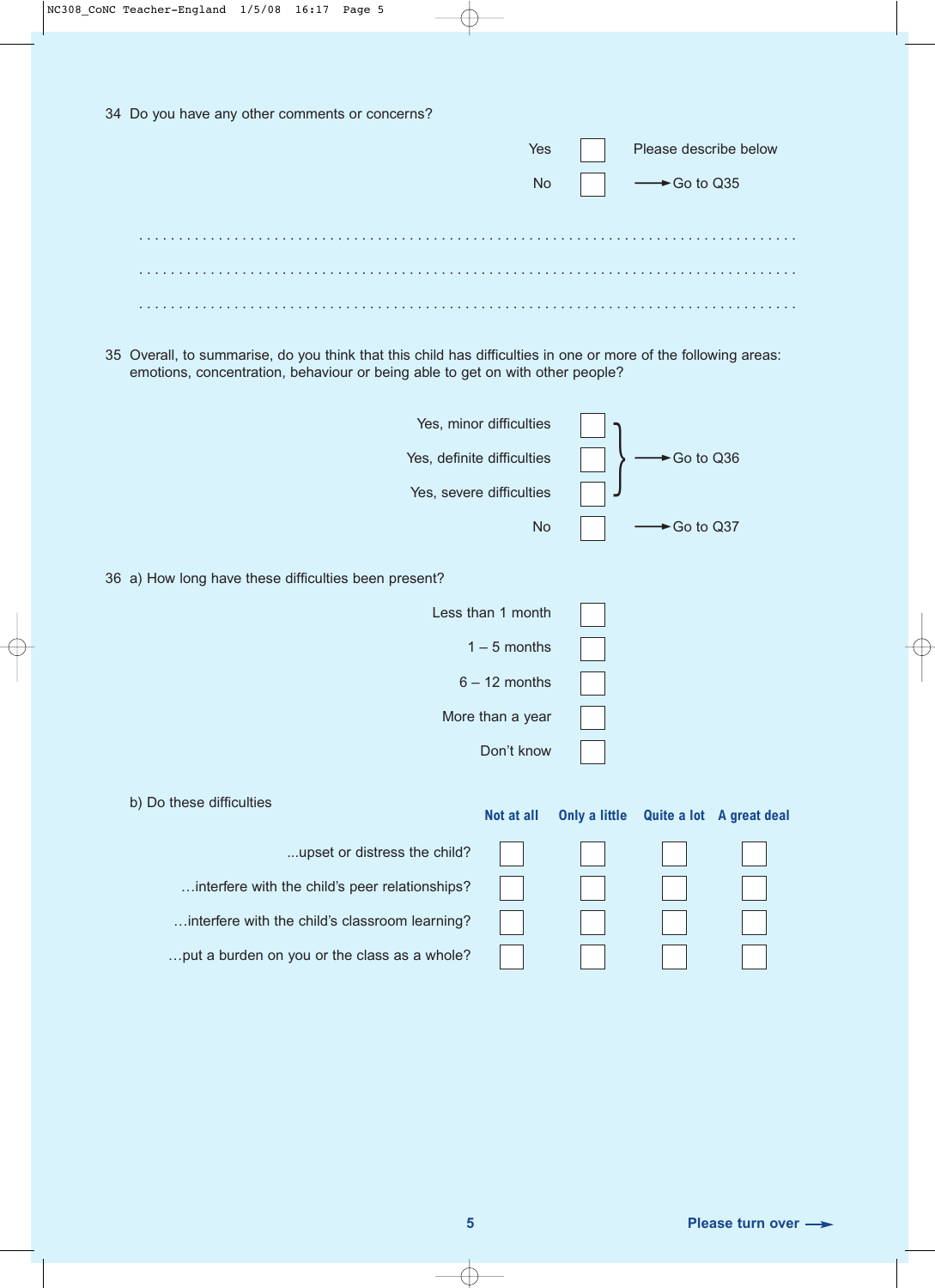34 Do you have any other comments or concerns?

| | | |
|---|---|---|
| Yes | ☐ | Please describe below |
| No | ☐ | → Go to Q35 |

. . . . . . . . . . . . . . . . . . . . . . . . . . . . . . . . . . . . . . . . . . . . . . . . . . . . . . . . . . . . . . . . . . . . . . . . . . . . . . . . . . .

. . . . . . . . . . . . . . . . . . . . . . . . . . . . . . . . . . . . . . . . . . . . . . . . . . . . . . . . . . . . . . . . . . . . . . . . . . . . . . . . . . .

. . . . . . . . . . . . . . . . . . . . . . . . . . . . . . . . . . . . . . . . . . . . . . . . . . . . . . . . . . . . . . . . . . . . . . . . . . . . . . . . . . .

35 Overall, to summarise, do you think that this child has difficulties in one or more of the following areas: emotions, concentration, behaviour or being able to get on with other people?

| | | |
|---|---|---|
| Yes, minor difficulties | ☐ | → Go to Q36 |
| Yes, definite difficulties | ☐ | |
| Yes, severe difficulties | ☐ | |
| No | ☐ | → Go to Q37 |

36 a) How long have these difficulties been present?

| | |
|---|---|
| Less than 1 month | ☐ |
| 1 – 5 months | ☐ |
| 6 – 12 months | ☐ |
| More than a year | ☐ |
| Don't know | ☐ |

b) Do these difficulties

| | Not at all | Only a little | Quite a lot | A great deal |
|---|---|---|---|---|
| ...upset or distress the child? | ☐ | ☐ | ☐ | ☐ |
| ...interfere with the child's peer relationships? | ☐ | ☐ | ☐ | ☐ |
| ...interfere with the child's classroom learning? | ☐ | ☐ | ☐ | ☐ |
| ...put a burden on you or the class as a whole? | ☐ | ☐ | ☐ | ☐ |

**Please turn over →**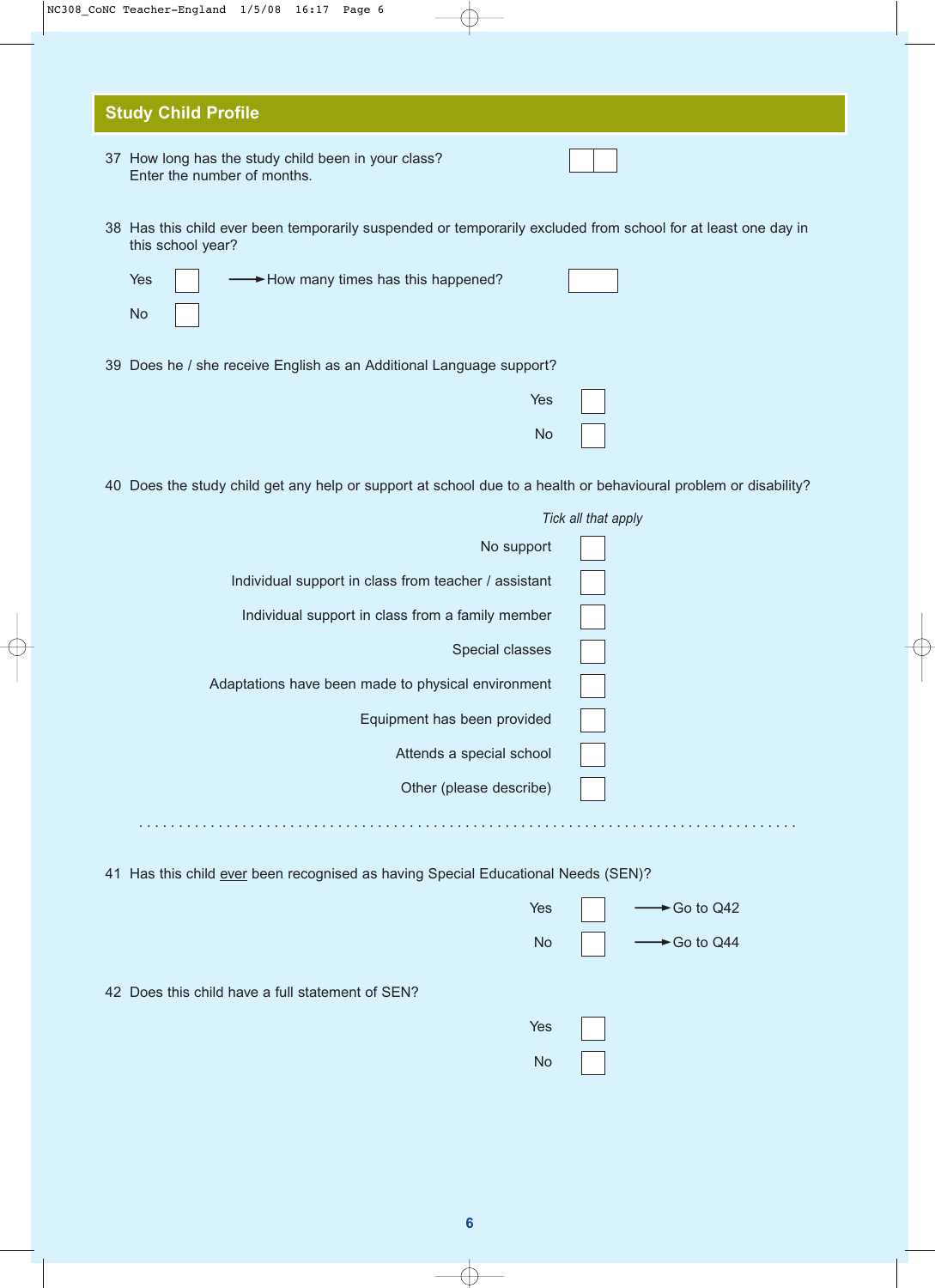## Study Child Profile

37 How long has the study child been in your class?
Enter the number of months. ☐☐

38 Has this child ever been temporarily suspended or temporarily excluded from school for at least one day in this school year?

- Yes ☐ → How many times has this happened? ☐
- No ☐

39 Does he / she receive English as an Additional Language support?

- Yes ☐
- No ☐

40 Does the study child get any help or support at school due to a health or behavioural problem or disability?

*Tick all that apply*

- No support ☐
- Individual support in class from teacher / assistant ☐
- Individual support in class from a family member ☐
- Special classes ☐
- Adaptations have been made to physical environment ☐
- Equipment has been provided ☐
- Attends a special school ☐
- Other (please describe) ☐

. . . . . . . . . . . . . . . . . . . . . . . . . . . . . . . . . . . . . . . . . . . . . . . . . . . . . . . . . . . . . . . . . . . . . .

41 Has this child <u>ever</u> been recognised as having Special Educational Needs (SEN)?

- Yes ☐ → Go to Q42
- No ☐ → Go to Q44

42 Does this child have a full statement of SEN?

- Yes ☐
- No ☐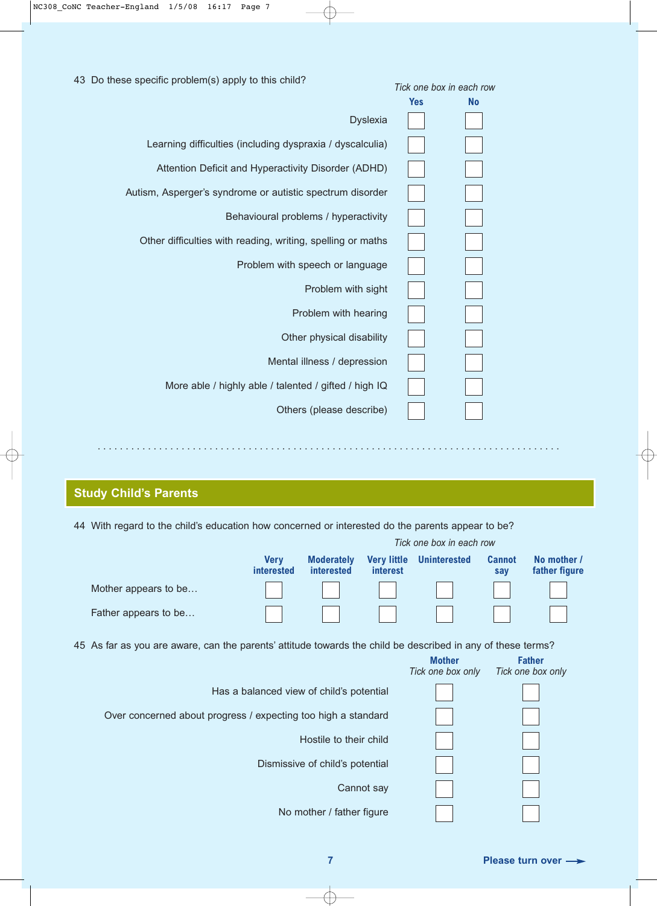43 Do these specific problem(s) apply to this child?

*Tick one box in each row*

| | Yes | No |
|---|---|---|
| Dyslexia | ☐ | ☐ |
| Learning difficulties (including dyspraxia / dyscalculia) | ☐ | ☐ |
| Attention Deficit and Hyperactivity Disorder (ADHD) | ☐ | ☐ |
| Autism, Asperger's syndrome or autistic spectrum disorder | ☐ | ☐ |
| Behavioural problems / hyperactivity | ☐ | ☐ |
| Other difficulties with reading, writing, spelling or maths | ☐ | ☐ |
| Problem with speech or language | ☐ | ☐ |
| Problem with sight | ☐ | ☐ |
| Problem with hearing | ☐ | ☐ |
| Other physical disability | ☐ | ☐ |
| Mental illness / depression | ☐ | ☐ |
| More able / highly able / talented / gifted / high IQ | ☐ | ☐ |
| Others (please describe) | ☐ | ☐ |

.......................................................................................

## Study Child's Parents

44 With regard to the child's education how concerned or interested do the parents appear to be?

*Tick one box in each row*

| | Very interested | Moderately interested | Very little interest | Uninterested | Cannot say | No mother / father figure |
|---|---|---|---|---|---|---|
| Mother appears to be… | ☐ | ☐ | ☐ | ☐ | ☐ | ☐ |
| Father appears to be… | ☐ | ☐ | ☐ | ☐ | ☐ | ☐ |

45 As far as you are aware, can the parents' attitude towards the child be described in any of these terms?

| | Mother *Tick one box only* | Father *Tick one box only* |
|---|---|---|
| Has a balanced view of child's potential | ☐ | ☐ |
| Over concerned about progress / expecting too high a standard | ☐ | ☐ |
| Hostile to their child | ☐ | ☐ |
| Dismissive of child's potential | ☐ | ☐ |
| Cannot say | ☐ | ☐ |
| No mother / father figure | ☐ | ☐ |

**Please turn over →**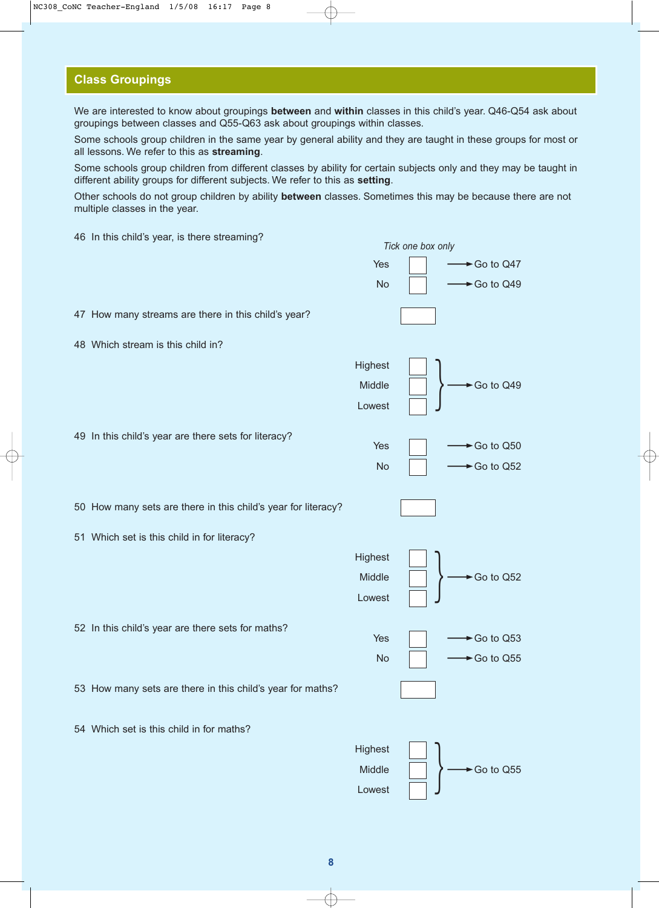## Class Groupings

We are interested to know about groupings **between** and **within** classes in this child's year. Q46-Q54 ask about groupings between classes and Q55-Q63 ask about groupings within classes.

Some schools group children in the same year by general ability and they are taught in these groups for most or all lessons. We refer to this as **streaming**.

Some schools group children from different classes by ability for certain subjects only and they may be taught in different ability groups for different subjects. We refer to this as **setting**.

Other schools do not group children by ability **between** classes. Sometimes this may be because there are not multiple classes in the year.

46 In this child's year, is there streaming?

*Tick one box only*

- Yes ☐ → Go to Q47
- No ☐ → Go to Q49

47 How many streams are there in this child's year? ☐

48 Which stream is this child in?

- Highest ☐
- Middle ☐
- Lowest ☐

→ Go to Q49

49 In this child's year are there sets for literacy?

- Yes ☐ → Go to Q50
- No ☐ → Go to Q52

50 How many sets are there in this child's year for literacy? ☐

51 Which set is this child in for literacy?

- Highest ☐
- Middle ☐
- Lowest ☐

→ Go to Q52

52 In this child's year are there sets for maths?

- Yes ☐ → Go to Q53
- No ☐ → Go to Q55

53 How many sets are there in this child's year for maths? ☐

54 Which set is this child in for maths?

- Highest ☐
- Middle ☐
- Lowest ☐

→ Go to Q55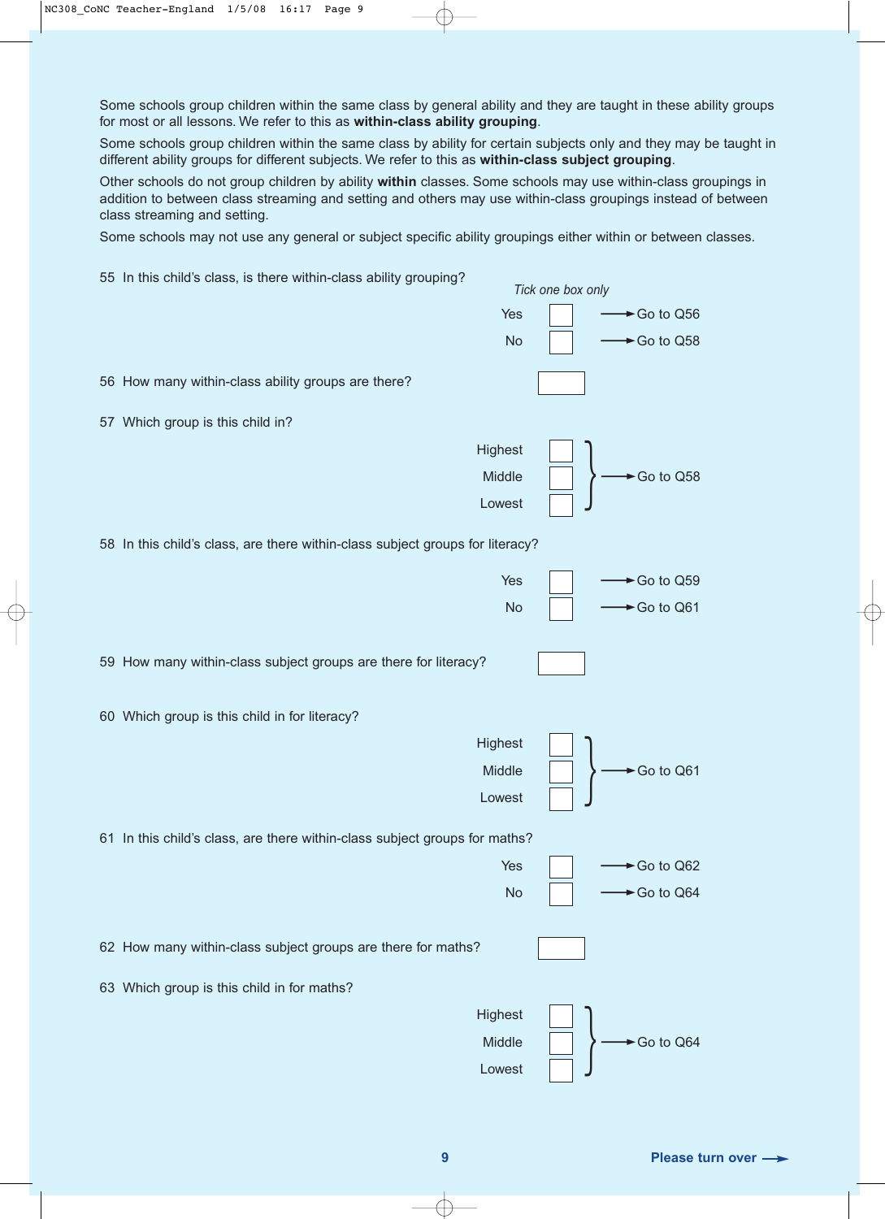Some schools group children within the same class by general ability and they are taught in these ability groups for most or all lessons. We refer to this as **within-class ability grouping**.

Some schools group children within the same class by ability for certain subjects only and they may be taught in different ability groups for different subjects. We refer to this as **within-class subject grouping**.

Other schools do not group children by ability **within** classes. Some schools may use within-class groupings in addition to between class streaming and setting and others may use within-class groupings instead of between class streaming and setting.

Some schools may not use any general or subject specific ability groupings either within or between classes.

55 In this child's class, is there within-class ability grouping?

*Tick one box only*

- Yes ☐ → Go to Q56
- No ☐ → Go to Q58

56 How many within-class ability groups are there? ☐

57 Which group is this child in?

- Highest ☐
- Middle ☐
- Lowest ☐

→ Go to Q58

58 In this child's class, are there within-class subject groups for literacy?

- Yes ☐ → Go to Q59
- No ☐ → Go to Q61

59 How many within-class subject groups are there for literacy? ☐

60 Which group is this child in for literacy?

- Highest ☐
- Middle ☐
- Lowest ☐

→ Go to Q61

61 In this child's class, are there within-class subject groups for maths?

- Yes ☐ → Go to Q62
- No ☐ → Go to Q64

62 How many within-class subject groups are there for maths? ☐

63 Which group is this child in for maths?

- Highest ☐
- Middle ☐
- Lowest ☐

→ Go to Q64

**Please turn over →**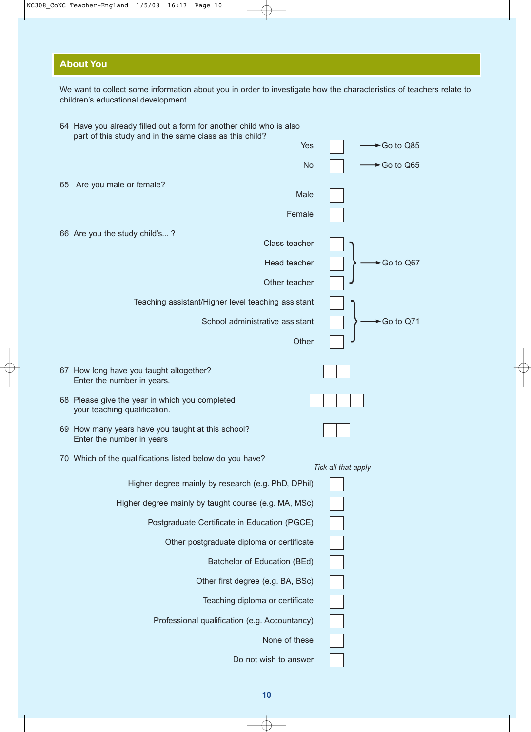## About You

We want to collect some information about you in order to investigate how the characteristics of teachers relate to children's educational development.

64 Have you already filled out a form for another child who is also part of this study and in the same class as this child?

- Yes ☐ → Go to Q85
- No ☐ → Go to Q65

65 Are you male or female?

- Male ☐
- Female ☐

66 Are you the study child's... ?

- Class teacher ☐
- Head teacher ☐
- Other teacher ☐

→ Go to Q67

- Teaching assistant/Higher level teaching assistant ☐
- School administrative assistant ☐
- Other ☐

→ Go to Q71

67 How long have you taught altogether?
Enter the number in years. ☐☐

68 Please give the year in which you completed your teaching qualification. ☐☐☐☐

69 How many years have you taught at this school?
Enter the number in years ☐☐

70 Which of the qualifications listed below do you have?

*Tick all that apply*

- Higher degree mainly by research (e.g. PhD, DPhil) ☐
- Higher degree mainly by taught course (e.g. MA, MSc) ☐
- Postgraduate Certificate in Education (PGCE) ☐
- Other postgraduate diploma or certificate ☐
- Batchelor of Education (BEd) ☐
- Other first degree (e.g. BA, BSc) ☐
- Teaching diploma or certificate ☐
- Professional qualification (e.g. Accountancy) ☐
- None of these ☐
- Do not wish to answer ☐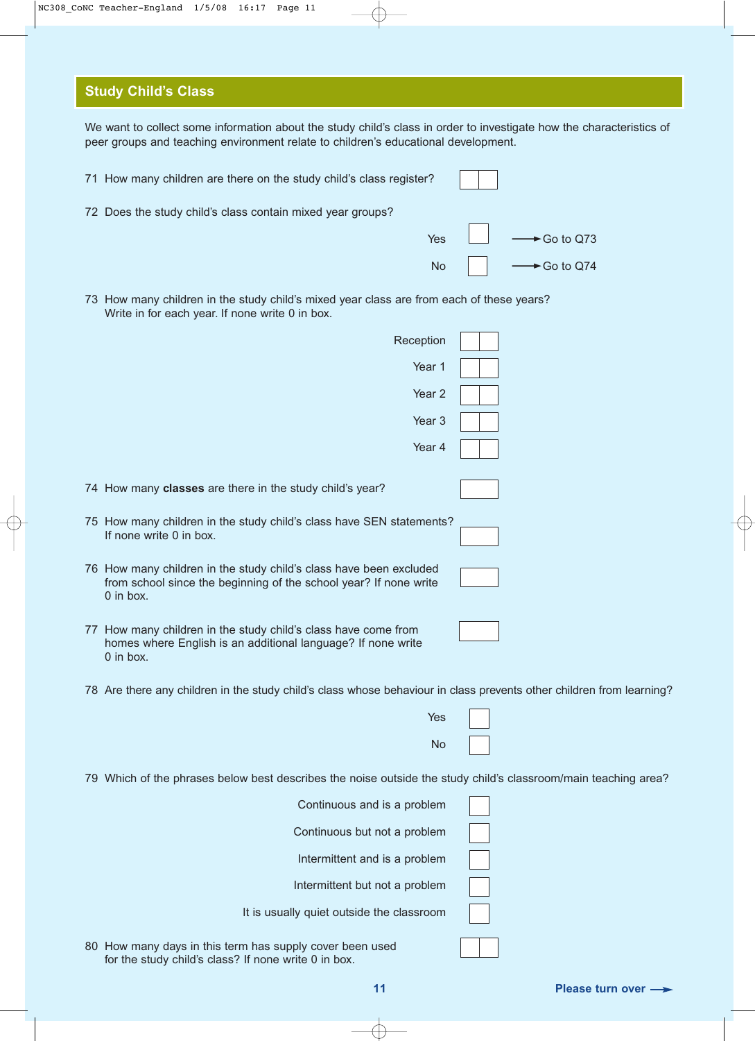## Study Child's Class

We want to collect some information about the study child's class in order to investigate how the characteristics of peer groups and teaching environment relate to children's educational development.

71 How many children are there on the study child's class register? ☐☐

72 Does the study child's class contain mixed year groups?

- Yes ☐ → Go to Q73
- No ☐ → Go to Q74

73 How many children in the study child's mixed year class are from each of these years?
Write in for each year. If none write 0 in box.

- Reception ☐☐
- Year 1 ☐☐
- Year 2 ☐☐
- Year 3 ☐☐
- Year 4 ☐☐

74 How many **classes** are there in the study child's year? ☐

75 How many children in the study child's class have SEN statements?
If none write 0 in box. ☐

76 How many children in the study child's class have been excluded from school since the beginning of the school year? If none write 0 in box. ☐

77 How many children in the study child's class have come from homes where English is an additional language? If none write 0 in box. ☐

78 Are there any children in the study child's class whose behaviour in class prevents other children from learning?

- Yes ☐
- No ☐

79 Which of the phrases below best describes the noise outside the study child's classroom/main teaching area?

- Continuous and is a problem ☐
- Continuous but not a problem ☐
- Intermittent and is a problem ☐
- Intermittent but not a problem ☐
- It is usually quiet outside the classroom ☐

80 How many days in this term has supply cover been used for the study child's class? If none write 0 in box. ☐☐

Please turn over →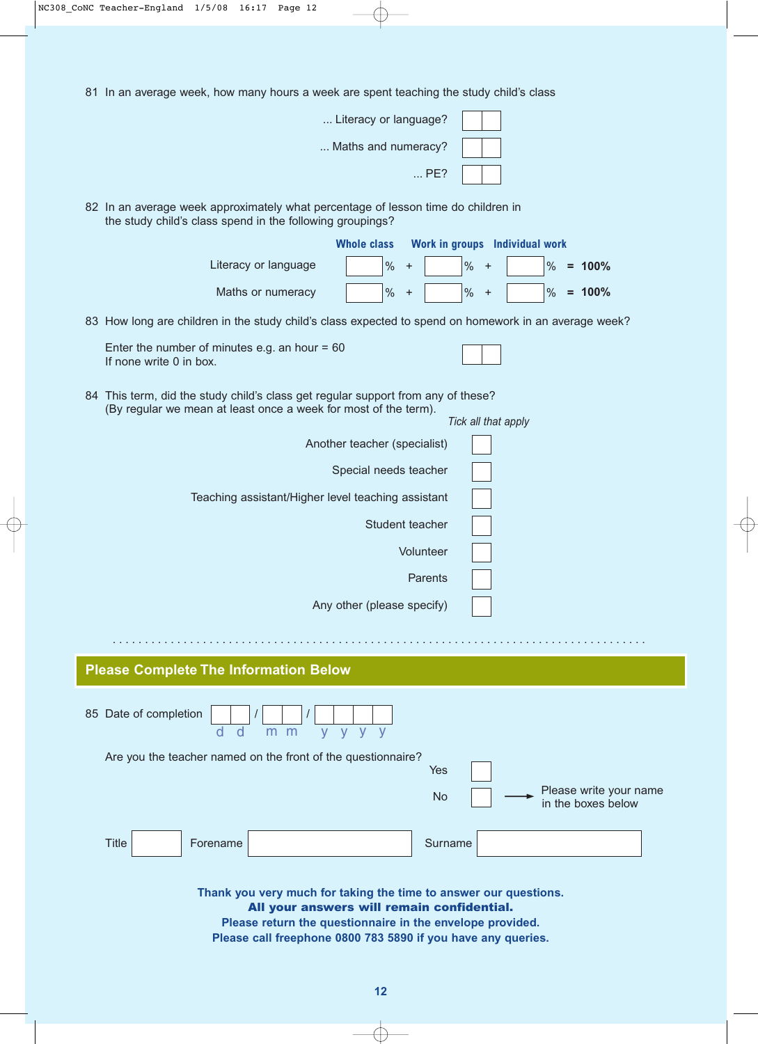81 In an average week, how many hours a week are spent teaching the study child's class

... Literacy or language? ☐☐

... Maths and numeracy? ☐☐

... PE? ☐☐

82 In an average week approximately what percentage of lesson time do children in the study child's class spend in the following groupings?

| | Whole class | | Work in groups | | Individual work | |
|---|---|---|---|---|---|---|
| Literacy or language | ☐ % | + | ☐ % | + | ☐ % | = **100%** |
| Maths or numeracy | ☐ % | + | ☐ % | + | ☐ % | = **100%** |

83 How long are children in the study child's class expected to spend on homework in an average week?

Enter the number of minutes e.g. an hour = 60
If none write 0 in box. ☐☐

84 This term, did the study child's class get regular support from any of these? (By regular we mean at least once a week for most of the term).

*Tick all that apply*

- Another teacher (specialist) ☐
- Special needs teacher ☐
- Teaching assistant/Higher level teaching assistant ☐
- Student teacher ☐
- Volunteer ☐
- Parents ☐
- Any other (please specify) ☐

. . . . . . . . . . . . . . . . . . . . . . . . . . . . . . . . . . . . . . . . . . . . . . . . . . . . . . . . . . . . . . . . . . . . . . . .

## Please Complete The Information Below

85 Date of completion ☐☐ / ☐☐ / ☐☐☐☐
d d m m y y y y

Are you the teacher named on the front of the questionnaire?

Yes ☐

No ☐ → Please write your name in the boxes below

Title ☐ Forename ☐ Surname ☐

**Thank you very much for taking the time to answer our questions.**
**All your answers will remain confidential.**
**Please return the questionnaire in the envelope provided.**
**Please call freephone 0800 783 5890 if you have any queries.**